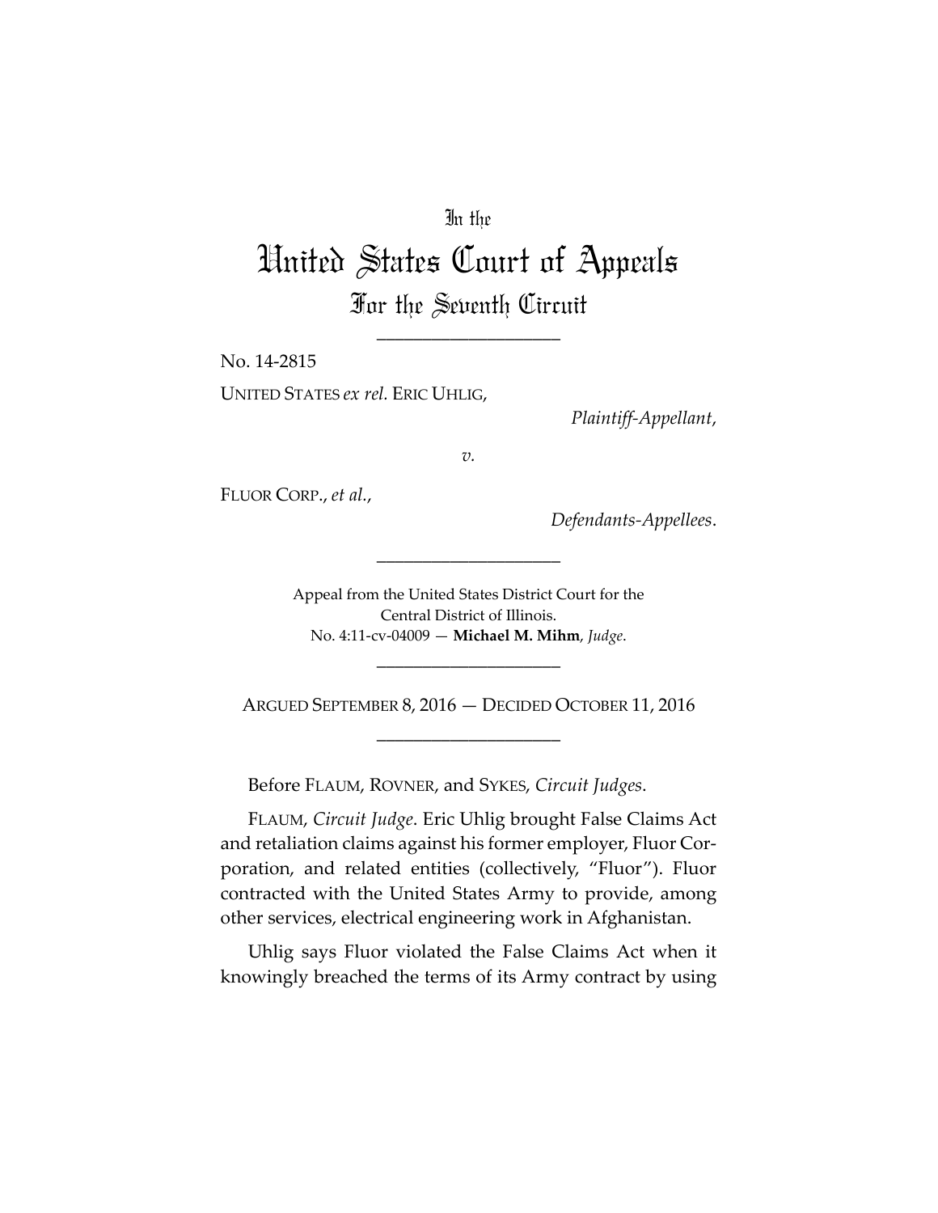In the

# United States Court of Appeals

## For the Seventh Circuit

____________________

No. 14-2815

UNITED STATES *ex rel.* ERIC UHLIG,

*Plaintiff-Appellant*,

*v.*

FLUOR CORP., *et al.*,

*Defendants-Appellees*.

____________________

Appeal from the United States District Court for the Central District of Illinois.
No. 4:11-cv-04009 — **Michael M. Mihm**, *Judge*.

____________________

ARGUED SEPTEMBER 8, 2016 — DECIDED OCTOBER 11, 2016

____________________

Before FLAUM, ROVNER, and SYKES, *Circuit Judges*.

FLAUM, *Circuit Judge*. Eric Uhlig brought False Claims Act and retaliation claims against his former employer, Fluor Corporation, and related entities (collectively, "Fluor"). Fluor contracted with the United States Army to provide, among other services, electrical engineering work in Afghanistan.

Uhlig says Fluor violated the False Claims Act when it knowingly breached the terms of its Army contract by using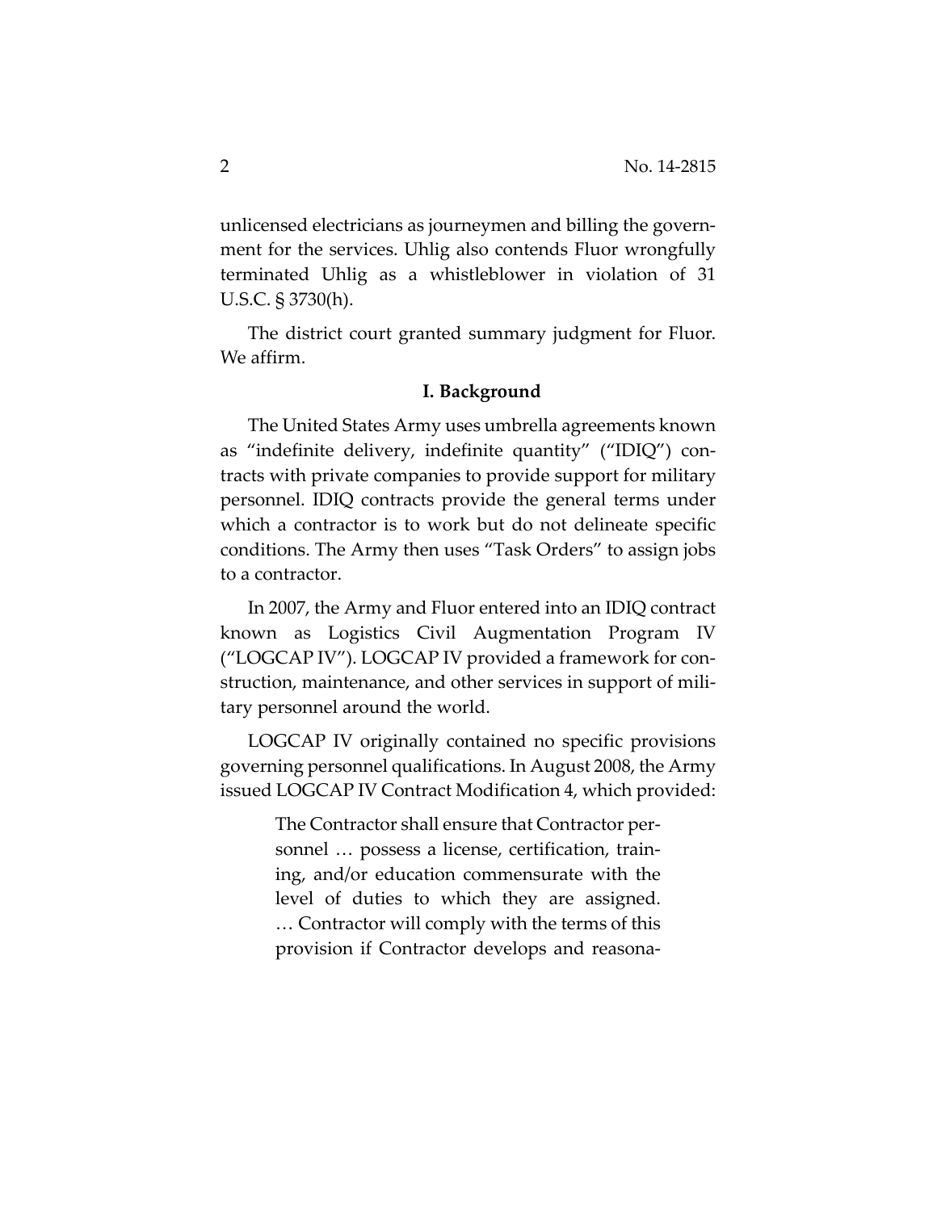unlicensed electricians as journeymen and billing the government for the services. Uhlig also contends Fluor wrongfully terminated Uhlig as a whistleblower in violation of 31 U.S.C. § 3730(h).

The district court granted summary judgment for Fluor. We affirm.

## I. Background

The United States Army uses umbrella agreements known as "indefinite delivery, indefinite quantity" ("IDIQ") contracts with private companies to provide support for military personnel. IDIQ contracts provide the general terms under which a contractor is to work but do not delineate specific conditions. The Army then uses "Task Orders" to assign jobs to a contractor.

In 2007, the Army and Fluor entered into an IDIQ contract known as Logistics Civil Augmentation Program IV ("LOGCAP IV"). LOGCAP IV provided a framework for construction, maintenance, and other services in support of military personnel around the world.

LOGCAP IV originally contained no specific provisions governing personnel qualifications. In August 2008, the Army issued LOGCAP IV Contract Modification 4, which provided:

> The Contractor shall ensure that Contractor personnel … possess a license, certification, training, and/or education commensurate with the level of duties to which they are assigned. … Contractor will comply with the terms of this provision if Contractor develops and reasona-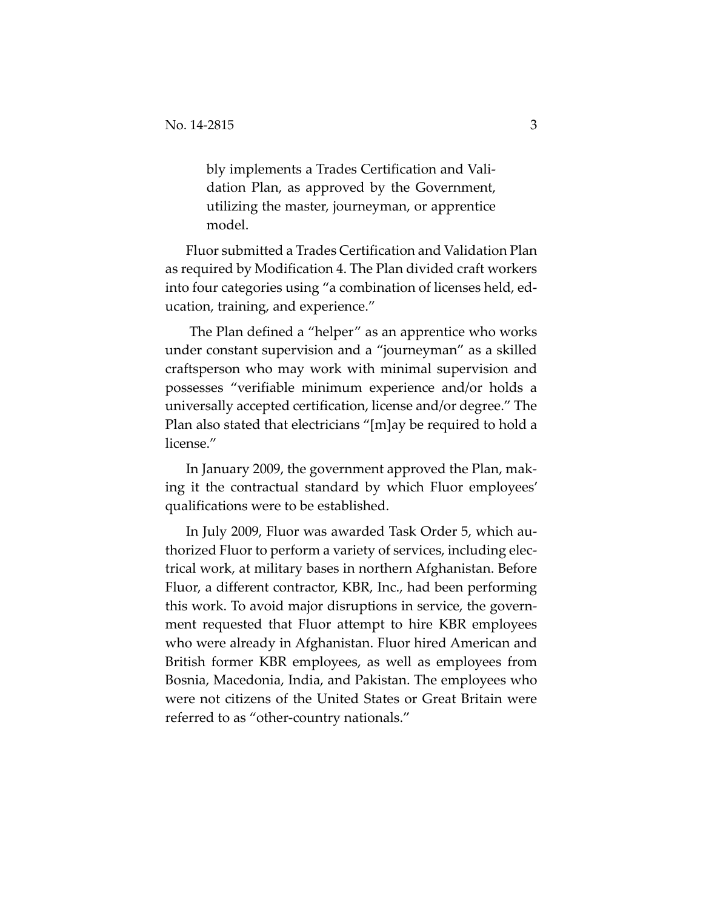> bly implements a Trades Certification and Validation Plan, as approved by the Government, utilizing the master, journeyman, or apprentice model.

Fluor submitted a Trades Certification and Validation Plan as required by Modification 4. The Plan divided craft workers into four categories using "a combination of licenses held, education, training, and experience."

The Plan defined a "helper" as an apprentice who works under constant supervision and a "journeyman" as a skilled craftsperson who may work with minimal supervision and possesses "verifiable minimum experience and/or holds a universally accepted certification, license and/or degree." The Plan also stated that electricians "[m]ay be required to hold a license."

In January 2009, the government approved the Plan, making it the contractual standard by which Fluor employees' qualifications were to be established.

In July 2009, Fluor was awarded Task Order 5, which authorized Fluor to perform a variety of services, including electrical work, at military bases in northern Afghanistan. Before Fluor, a different contractor, KBR, Inc., had been performing this work. To avoid major disruptions in service, the government requested that Fluor attempt to hire KBR employees who were already in Afghanistan. Fluor hired American and British former KBR employees, as well as employees from Bosnia, Macedonia, India, and Pakistan. The employees who were not citizens of the United States or Great Britain were referred to as "other-country nationals."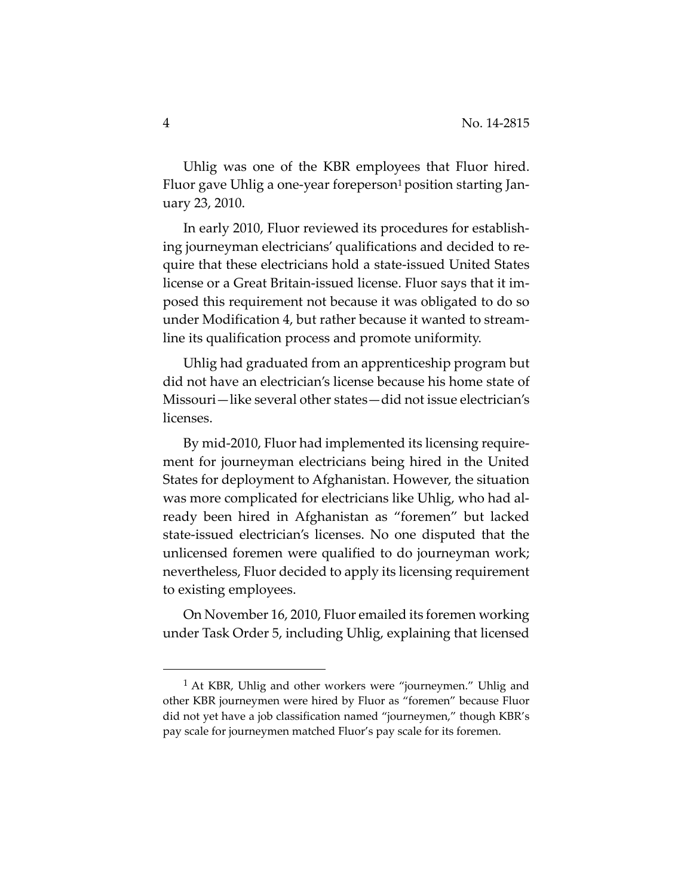Uhlig was one of the KBR employees that Fluor hired. Fluor gave Uhlig a one-year foreperson[1] position starting January 23, 2010.

In early 2010, Fluor reviewed its procedures for establishing journeyman electricians' qualifications and decided to require that these electricians hold a state-issued United States license or a Great Britain-issued license. Fluor says that it imposed this requirement not because it was obligated to do so under Modification 4, but rather because it wanted to streamline its qualification process and promote uniformity.

Uhlig had graduated from an apprenticeship program but did not have an electrician's license because his home state of Missouri—like several other states—did not issue electrician's licenses.

By mid-2010, Fluor had implemented its licensing requirement for journeyman electricians being hired in the United States for deployment to Afghanistan. However, the situation was more complicated for electricians like Uhlig, who had already been hired in Afghanistan as "foremen" but lacked state-issued electrician's licenses. No one disputed that the unlicensed foremen were qualified to do journeyman work; nevertheless, Fluor decided to apply its licensing requirement to existing employees.

On November 16, 2010, Fluor emailed its foremen working under Task Order 5, including Uhlig, explaining that licensed

---

[1] At KBR, Uhlig and other workers were "journeymen." Uhlig and other KBR journeymen were hired by Fluor as "foremen" because Fluor did not yet have a job classification named "journeymen," though KBR's pay scale for journeymen matched Fluor's pay scale for its foremen.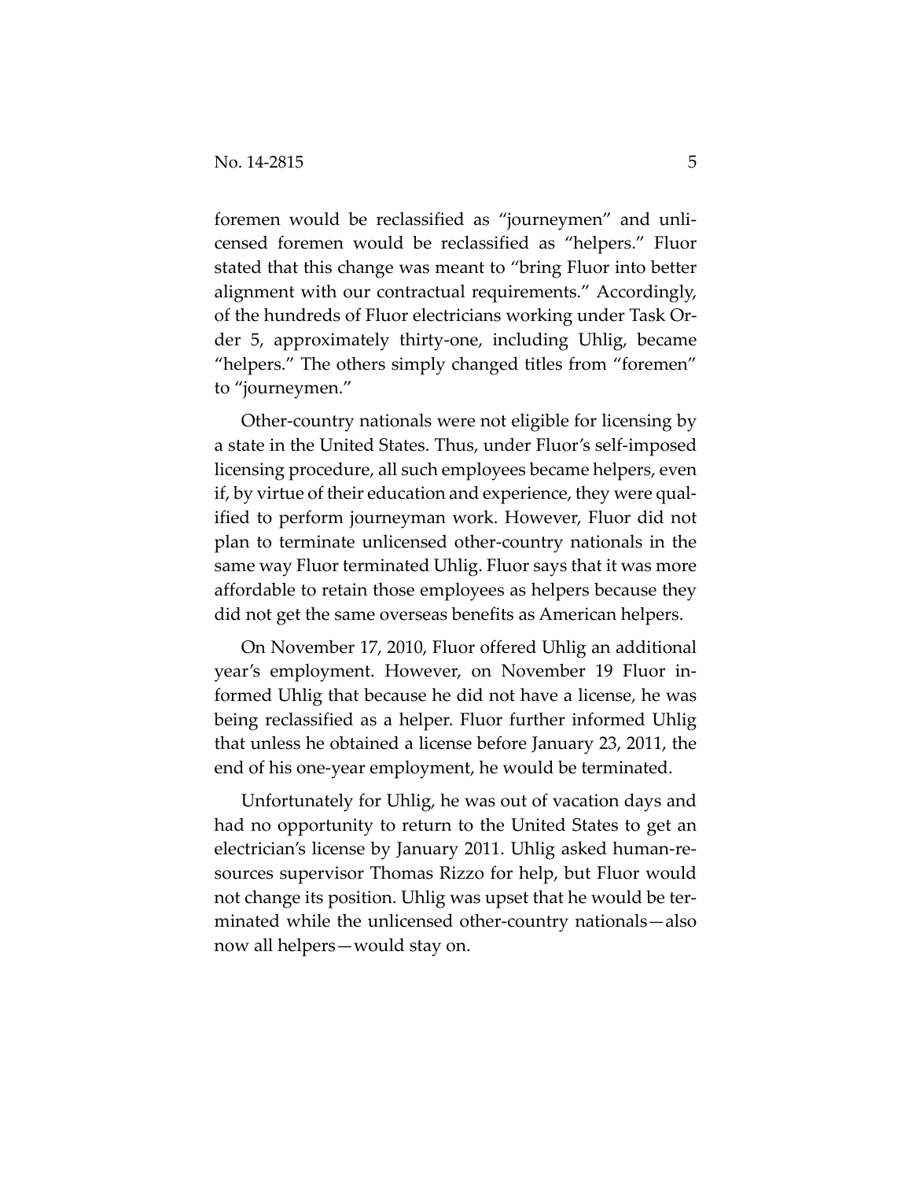foremen would be reclassified as "journeymen" and unlicensed foremen would be reclassified as "helpers." Fluor stated that this change was meant to "bring Fluor into better alignment with our contractual requirements." Accordingly, of the hundreds of Fluor electricians working under Task Order 5, approximately thirty-one, including Uhlig, became "helpers." The others simply changed titles from "foremen" to "journeymen."

Other-country nationals were not eligible for licensing by a state in the United States. Thus, under Fluor's self-imposed licensing procedure, all such employees became helpers, even if, by virtue of their education and experience, they were qualified to perform journeyman work. However, Fluor did not plan to terminate unlicensed other-country nationals in the same way Fluor terminated Uhlig. Fluor says that it was more affordable to retain those employees as helpers because they did not get the same overseas benefits as American helpers.

On November 17, 2010, Fluor offered Uhlig an additional year's employment. However, on November 19 Fluor informed Uhlig that because he did not have a license, he was being reclassified as a helper. Fluor further informed Uhlig that unless he obtained a license before January 23, 2011, the end of his one-year employment, he would be terminated.

Unfortunately for Uhlig, he was out of vacation days and had no opportunity to return to the United States to get an electrician's license by January 2011. Uhlig asked human-resources supervisor Thomas Rizzo for help, but Fluor would not change its position. Uhlig was upset that he would be terminated while the unlicensed other-country nationals—also now all helpers—would stay on.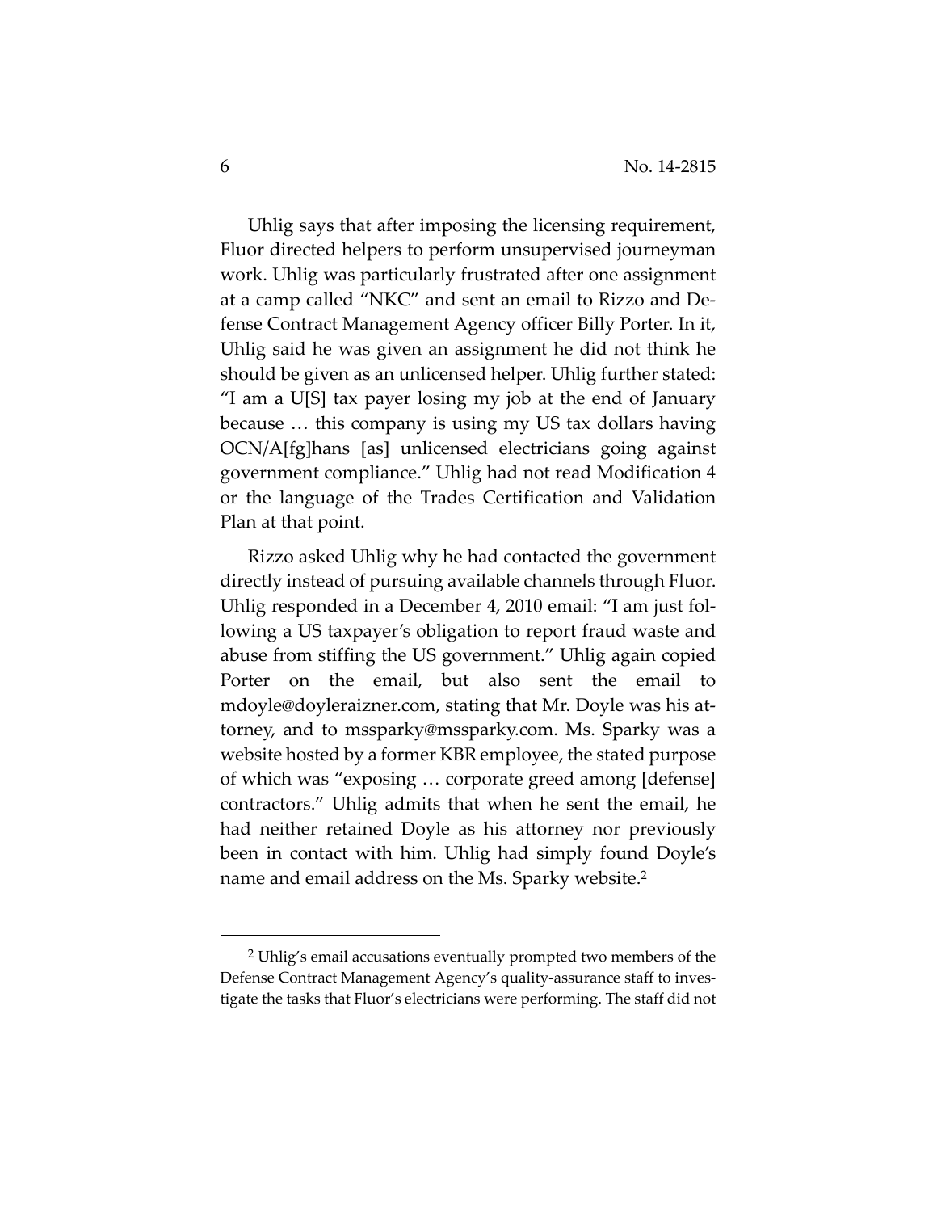Uhlig says that after imposing the licensing requirement, Fluor directed helpers to perform unsupervised journeyman work. Uhlig was particularly frustrated after one assignment at a camp called "NKC" and sent an email to Rizzo and Defense Contract Management Agency officer Billy Porter. In it, Uhlig said he was given an assignment he did not think he should be given as an unlicensed helper. Uhlig further stated: "I am a U[S] tax payer losing my job at the end of January because … this company is using my US tax dollars having OCN/A[fg]hans [as] unlicensed electricians going against government compliance." Uhlig had not read Modification 4 or the language of the Trades Certification and Validation Plan at that point.

Rizzo asked Uhlig why he had contacted the government directly instead of pursuing available channels through Fluor. Uhlig responded in a December 4, 2010 email: "I am just following a US taxpayer's obligation to report fraud waste and abuse from stiffing the US government." Uhlig again copied Porter on the email, but also sent the email to mdoyle@doyleraizner.com, stating that Mr. Doyle was his attorney, and to mssparky@mssparky.com. Ms. Sparky was a website hosted by a former KBR employee, the stated purpose of which was "exposing … corporate greed among [defense] contractors." Uhlig admits that when he sent the email, he had neither retained Doyle as his attorney nor previously been in contact with him. Uhlig had simply found Doyle's name and email address on the Ms. Sparky website.[2]

---

[2] Uhlig's email accusations eventually prompted two members of the Defense Contract Management Agency's quality-assurance staff to investigate the tasks that Fluor's electricians were performing. The staff did not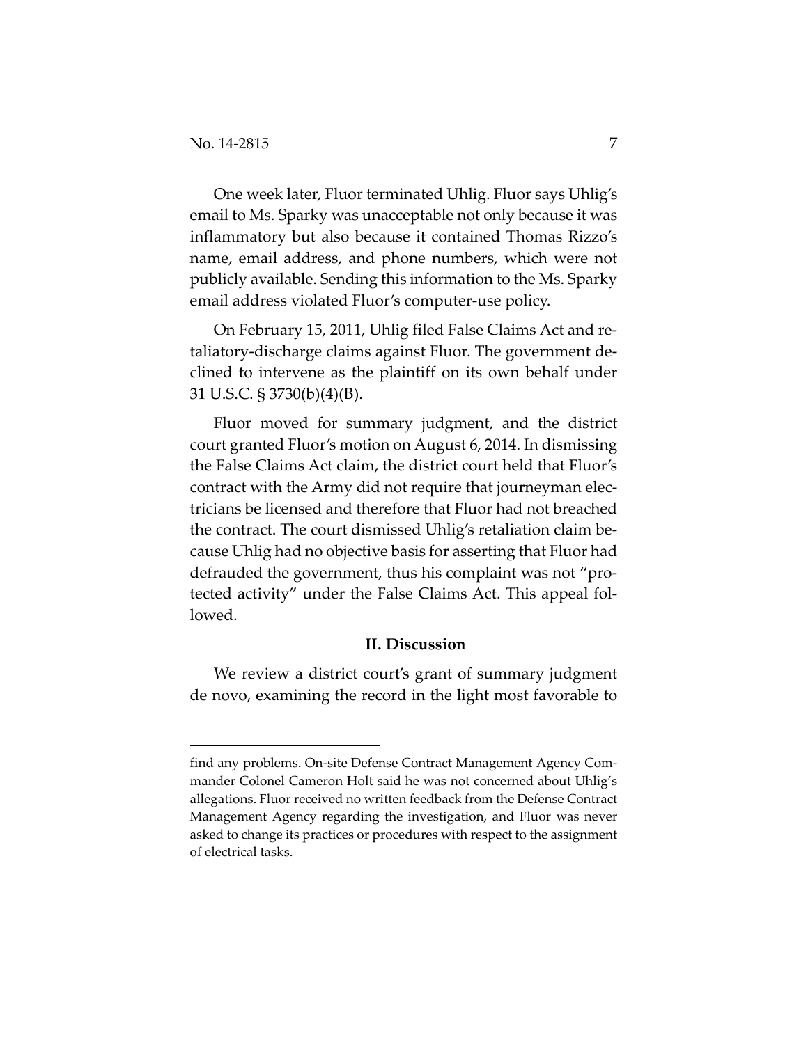One week later, Fluor terminated Uhlig. Fluor says Uhlig's email to Ms. Sparky was unacceptable not only because it was inflammatory but also because it contained Thomas Rizzo's name, email address, and phone numbers, which were not publicly available. Sending this information to the Ms. Sparky email address violated Fluor's computer-use policy.

On February 15, 2011, Uhlig filed False Claims Act and retaliatory-discharge claims against Fluor. The government declined to intervene as the plaintiff on its own behalf under 31 U.S.C. § 3730(b)(4)(B).

Fluor moved for summary judgment, and the district court granted Fluor's motion on August 6, 2014. In dismissing the False Claims Act claim, the district court held that Fluor's contract with the Army did not require that journeyman electricians be licensed and therefore that Fluor had not breached the contract. The court dismissed Uhlig's retaliation claim because Uhlig had no objective basis for asserting that Fluor had defrauded the government, thus his complaint was not "protected activity" under the False Claims Act. This appeal followed.

## II. Discussion

We review a district court's grant of summary judgment de novo, examining the record in the light most favorable to

---

find any problems. On-site Defense Contract Management Agency Commander Colonel Cameron Holt said he was not concerned about Uhlig's allegations. Fluor received no written feedback from the Defense Contract Management Agency regarding the investigation, and Fluor was never asked to change its practices or procedures with respect to the assignment of electrical tasks.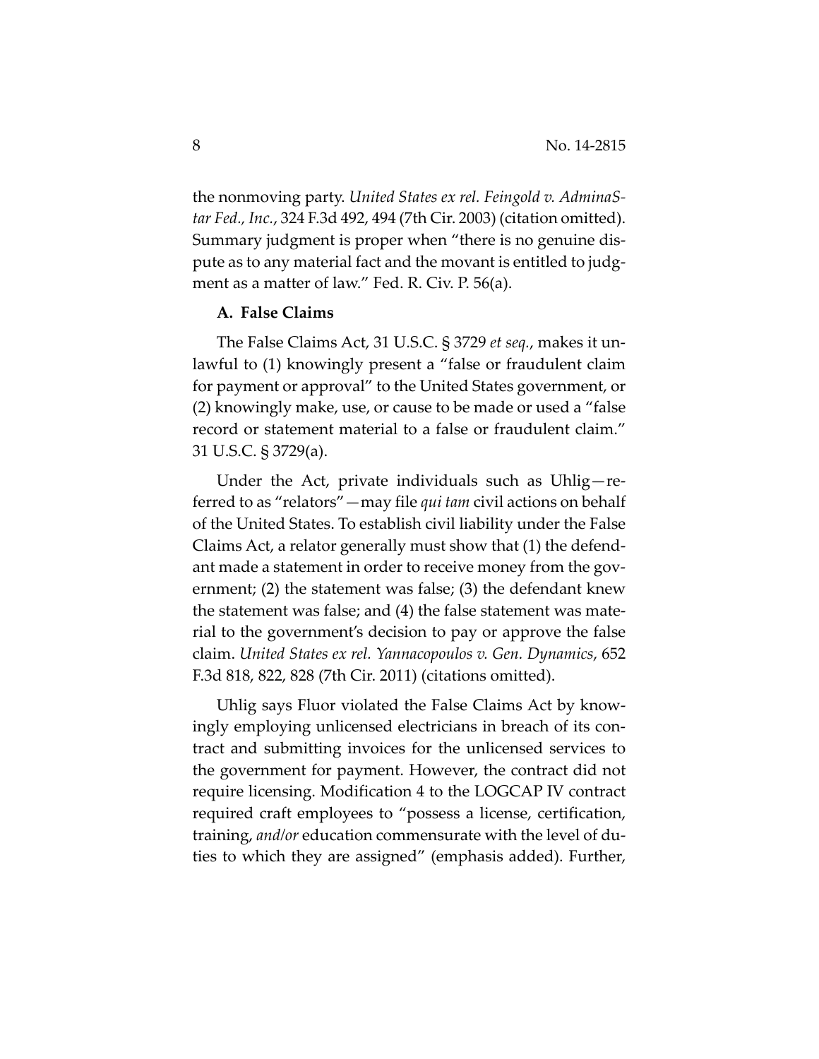the nonmoving party. *United States ex rel. Feingold v. AdminaStar Fed., Inc.*, 324 F.3d 492, 494 (7th Cir. 2003) (citation omitted). Summary judgment is proper when "there is no genuine dispute as to any material fact and the movant is entitled to judgment as a matter of law." Fed. R. Civ. P. 56(a).

### A. False Claims

The False Claims Act, 31 U.S.C. § 3729 *et seq.*, makes it unlawful to (1) knowingly present a "false or fraudulent claim for payment or approval" to the United States government, or (2) knowingly make, use, or cause to be made or used a "false record or statement material to a false or fraudulent claim." 31 U.S.C. § 3729(a).

Under the Act, private individuals such as Uhlig—referred to as "relators"—may file *qui tam* civil actions on behalf of the United States. To establish civil liability under the False Claims Act, a relator generally must show that (1) the defendant made a statement in order to receive money from the government; (2) the statement was false; (3) the defendant knew the statement was false; and (4) the false statement was material to the government's decision to pay or approve the false claim. *United States ex rel. Yannacopoulos v. Gen. Dynamics*, 652 F.3d 818, 822, 828 (7th Cir. 2011) (citations omitted).

Uhlig says Fluor violated the False Claims Act by knowingly employing unlicensed electricians in breach of its contract and submitting invoices for the unlicensed services to the government for payment. However, the contract did not require licensing. Modification 4 to the LOGCAP IV contract required craft employees to "possess a license, certification, training, *and/or* education commensurate with the level of duties to which they are assigned" (emphasis added). Further,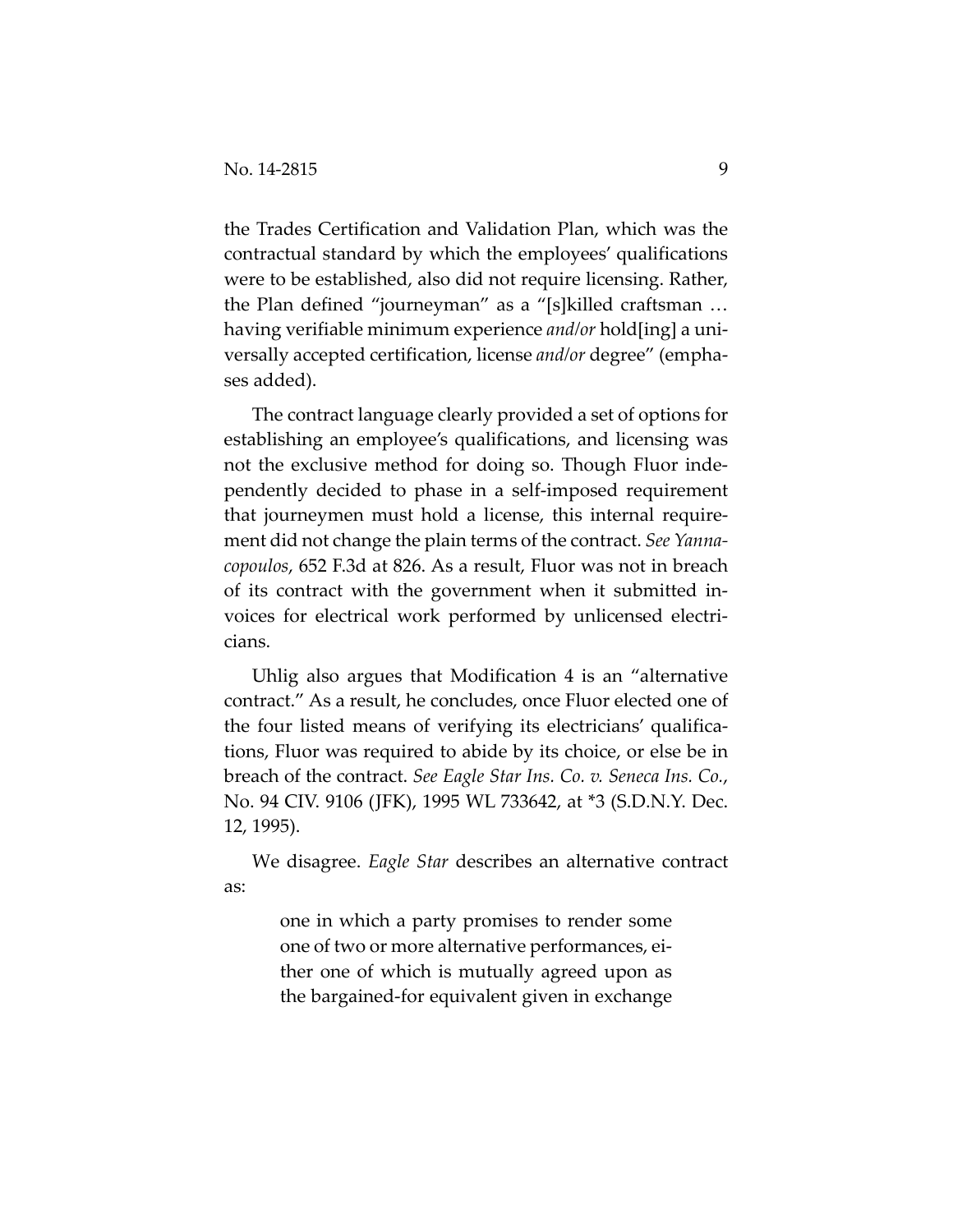the Trades Certification and Validation Plan, which was the contractual standard by which the employees' qualifications were to be established, also did not require licensing. Rather, the Plan defined "journeyman" as a "[s]killed craftsman … having verifiable minimum experience *and/or* hold[ing] a universally accepted certification, license *and/or* degree" (emphases added).

The contract language clearly provided a set of options for establishing an employee's qualifications, and licensing was not the exclusive method for doing so. Though Fluor independently decided to phase in a self-imposed requirement that journeymen must hold a license, this internal requirement did not change the plain terms of the contract. *See Yannacopoulos*, 652 F.3d at 826. As a result, Fluor was not in breach of its contract with the government when it submitted invoices for electrical work performed by unlicensed electricians.

Uhlig also argues that Modification 4 is an "alternative contract." As a result, he concludes, once Fluor elected one of the four listed means of verifying its electricians' qualifications, Fluor was required to abide by its choice, or else be in breach of the contract. *See Eagle Star Ins. Co. v. Seneca Ins. Co.*, No. 94 CIV. 9106 (JFK), 1995 WL 733642, at *3 (S.D.N.Y. Dec. 12, 1995).

We disagree. *Eagle Star* describes an alternative contract as:

> one in which a party promises to render some one of two or more alternative performances, either one of which is mutually agreed upon as the bargained-for equivalent given in exchange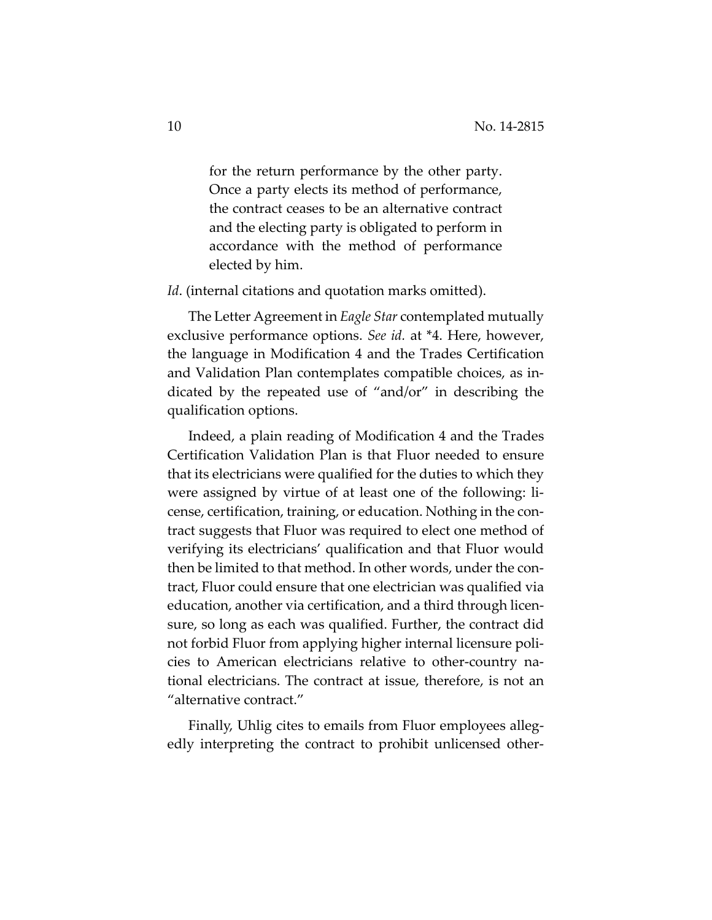> for the return performance by the other party. Once a party elects its method of performance, the contract ceases to be an alternative contract and the electing party is obligated to perform in accordance with the method of performance elected by him.

*Id.* (internal citations and quotation marks omitted).

The Letter Agreement in *Eagle Star* contemplated mutually exclusive performance options. *See id.* at *4. Here, however, the language in Modification 4 and the Trades Certification and Validation Plan contemplates compatible choices, as indicated by the repeated use of "and/or" in describing the qualification options.

Indeed, a plain reading of Modification 4 and the Trades Certification Validation Plan is that Fluor needed to ensure that its electricians were qualified for the duties to which they were assigned by virtue of at least one of the following: license, certification, training, or education. Nothing in the contract suggests that Fluor was required to elect one method of verifying its electricians' qualification and that Fluor would then be limited to that method. In other words, under the contract, Fluor could ensure that one electrician was qualified via education, another via certification, and a third through licensure, so long as each was qualified. Further, the contract did not forbid Fluor from applying higher internal licensure policies to American electricians relative to other-country national electricians. The contract at issue, therefore, is not an "alternative contract."

Finally, Uhlig cites to emails from Fluor employees allegedly interpreting the contract to prohibit unlicensed other-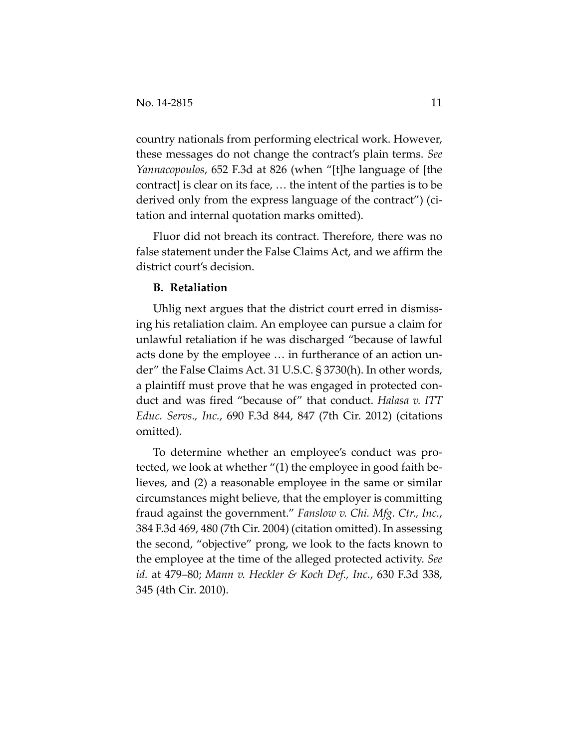country nationals from performing electrical work. However, these messages do not change the contract's plain terms. *See Yannacopoulos*, 652 F.3d at 826 (when "[t]he language of [the contract] is clear on its face, … the intent of the parties is to be derived only from the express language of the contract") (citation and internal quotation marks omitted).

Fluor did not breach its contract. Therefore, there was no false statement under the False Claims Act, and we affirm the district court's decision.

### B. Retaliation

Uhlig next argues that the district court erred in dismissing his retaliation claim. An employee can pursue a claim for unlawful retaliation if he was discharged "because of lawful acts done by the employee … in furtherance of an action under" the False Claims Act. 31 U.S.C. § 3730(h). In other words, a plaintiff must prove that he was engaged in protected conduct and was fired "because of" that conduct. *Halasa v. ITT Educ. Servs., Inc.*, 690 F.3d 844, 847 (7th Cir. 2012) (citations omitted).

To determine whether an employee's conduct was protected, we look at whether "(1) the employee in good faith believes, and (2) a reasonable employee in the same or similar circumstances might believe, that the employer is committing fraud against the government." *Fanslow v. Chi. Mfg. Ctr., Inc.*, 384 F.3d 469, 480 (7th Cir. 2004) (citation omitted). In assessing the second, "objective" prong, we look to the facts known to the employee at the time of the alleged protected activity. *See id.* at 479–80; *Mann v. Heckler & Koch Def., Inc.*, 630 F.3d 338, 345 (4th Cir. 2010).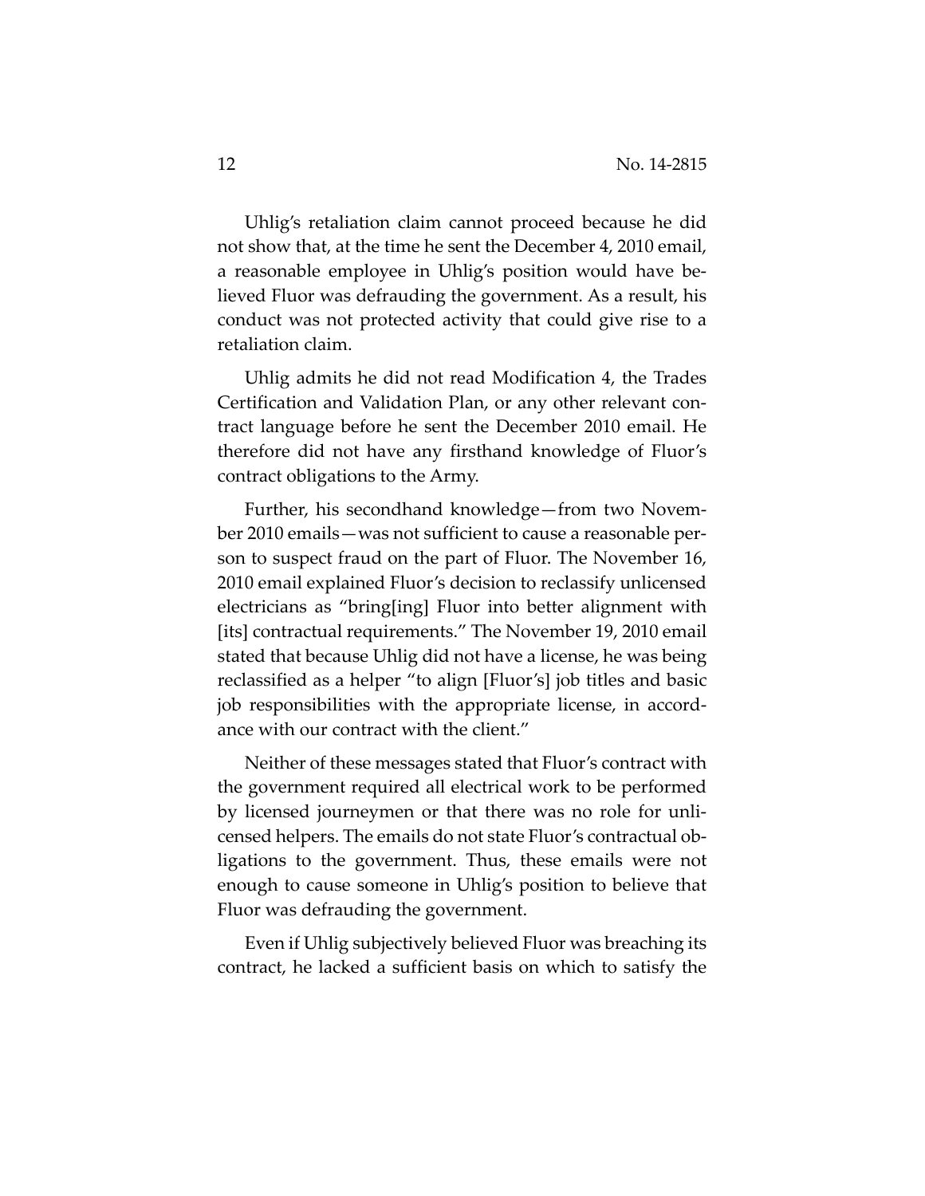Uhlig's retaliation claim cannot proceed because he did not show that, at the time he sent the December 4, 2010 email, a reasonable employee in Uhlig's position would have believed Fluor was defrauding the government. As a result, his conduct was not protected activity that could give rise to a retaliation claim.

Uhlig admits he did not read Modification 4, the Trades Certification and Validation Plan, or any other relevant contract language before he sent the December 2010 email. He therefore did not have any firsthand knowledge of Fluor's contract obligations to the Army.

Further, his secondhand knowledge—from two November 2010 emails—was not sufficient to cause a reasonable person to suspect fraud on the part of Fluor. The November 16, 2010 email explained Fluor's decision to reclassify unlicensed electricians as "bring[ing] Fluor into better alignment with [its] contractual requirements." The November 19, 2010 email stated that because Uhlig did not have a license, he was being reclassified as a helper "to align [Fluor's] job titles and basic job responsibilities with the appropriate license, in accordance with our contract with the client."

Neither of these messages stated that Fluor's contract with the government required all electrical work to be performed by licensed journeymen or that there was no role for unlicensed helpers. The emails do not state Fluor's contractual obligations to the government. Thus, these emails were not enough to cause someone in Uhlig's position to believe that Fluor was defrauding the government.

Even if Uhlig subjectively believed Fluor was breaching its contract, he lacked a sufficient basis on which to satisfy the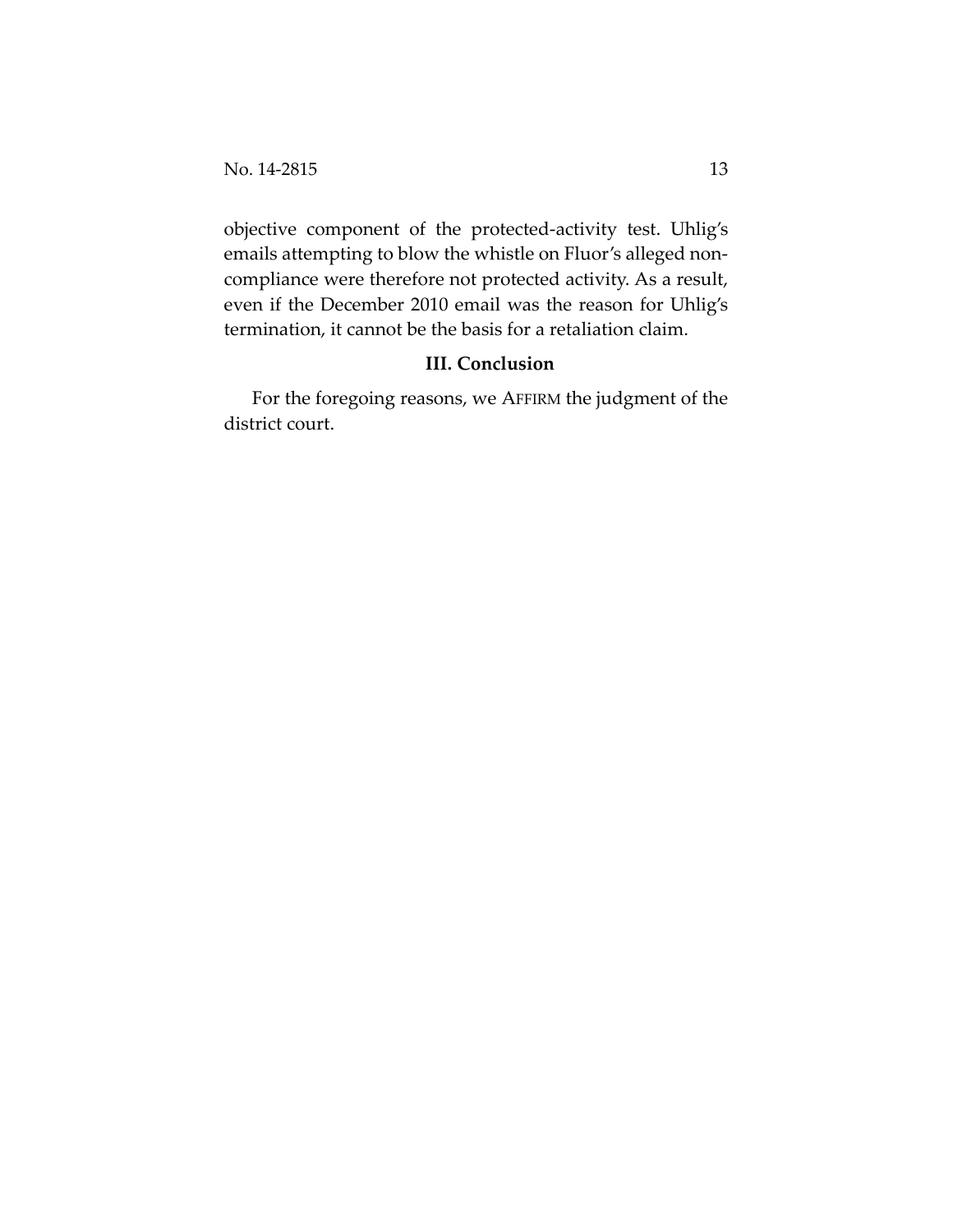objective component of the protected-activity test. Uhlig's emails attempting to blow the whistle on Fluor's alleged non-compliance were therefore not protected activity. As a result, even if the December 2010 email was the reason for Uhlig's termination, it cannot be the basis for a retaliation claim.

### III. Conclusion

For the foregoing reasons, we AFFIRM the judgment of the district court.